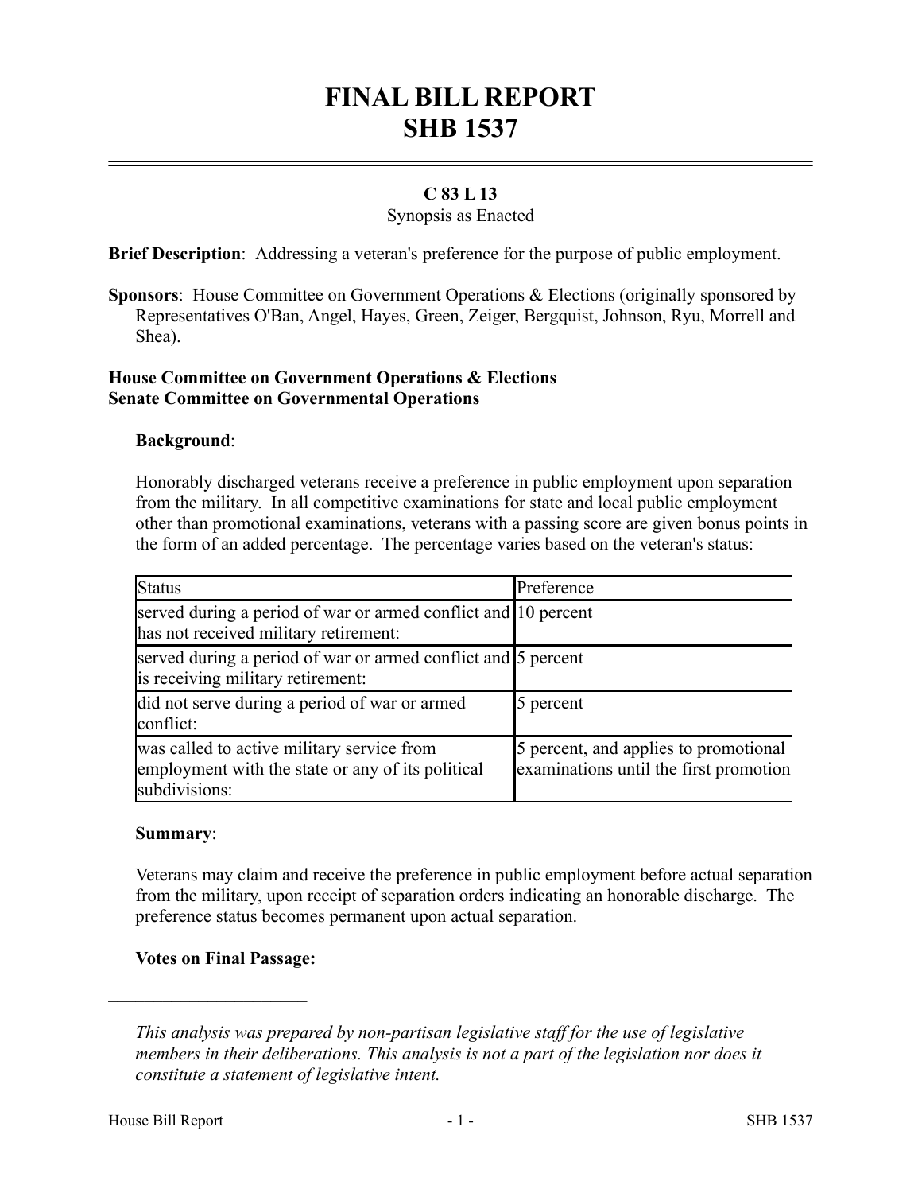# FINAL BILL REPORT
# SHB 1537

**C 83 L 13**

Synopsis as Enacted

**Brief Description**: Addressing a veteran's preference for the purpose of public employment.

**Sponsors**: House Committee on Government Operations & Elections (originally sponsored by Representatives O'Ban, Angel, Hayes, Green, Zeiger, Bergquist, Johnson, Ryu, Morrell and Shea).

**House Committee on Government Operations & Elections**
**Senate Committee on Governmental Operations**

**Background**:

Honorably discharged veterans receive a preference in public employment upon separation from the military. In all competitive examinations for state and local public employment other than promotional examinations, veterans with a passing score are given bonus points in the form of an added percentage. The percentage varies based on the veteran's status:

| Status | Preference |
|---|---|
| served during a period of war or armed conflict and has not received military retirement: | 10 percent |
| served during a period of war or armed conflict and is receiving military retirement: | 5 percent |
| did not serve during a period of war or armed conflict: | 5 percent |
| was called to active military service from employment with the state or any of its political subdivisions: | 5 percent, and applies to promotional examinations until the first promotion |

**Summary**:

Veterans may claim and receive the preference in public employment before actual separation from the military, upon receipt of separation orders indicating an honorable discharge. The preference status becomes permanent upon actual separation.

**Votes on Final Passage:**

---

*This analysis was prepared by non-partisan legislative staff for the use of legislative members in their deliberations. This analysis is not a part of the legislation nor does it constitute a statement of legislative intent.*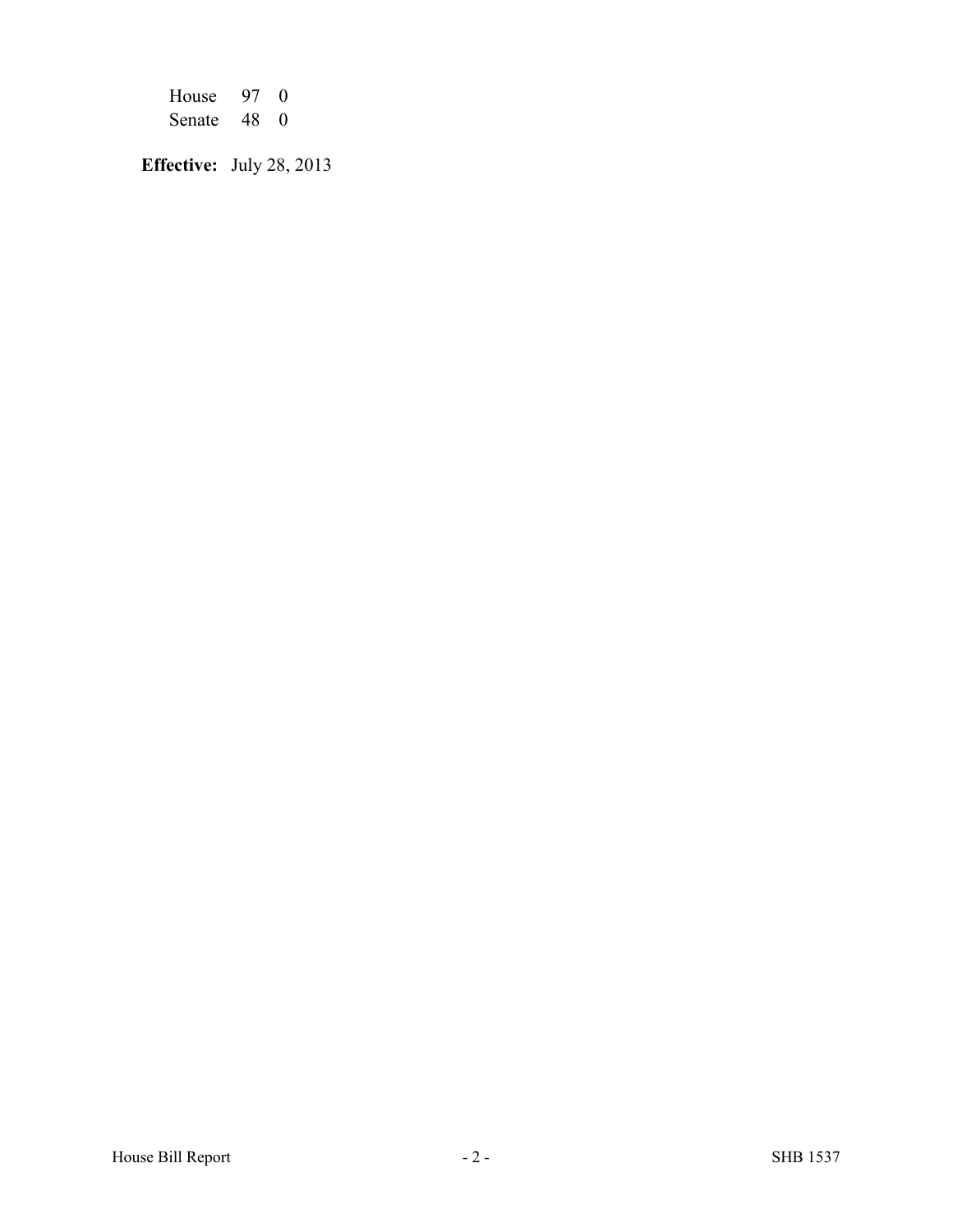| | | |
|---|---|---|
| House | 97 | 0 |
| Senate | 48 | 0 |

**Effective:** July 28, 2013